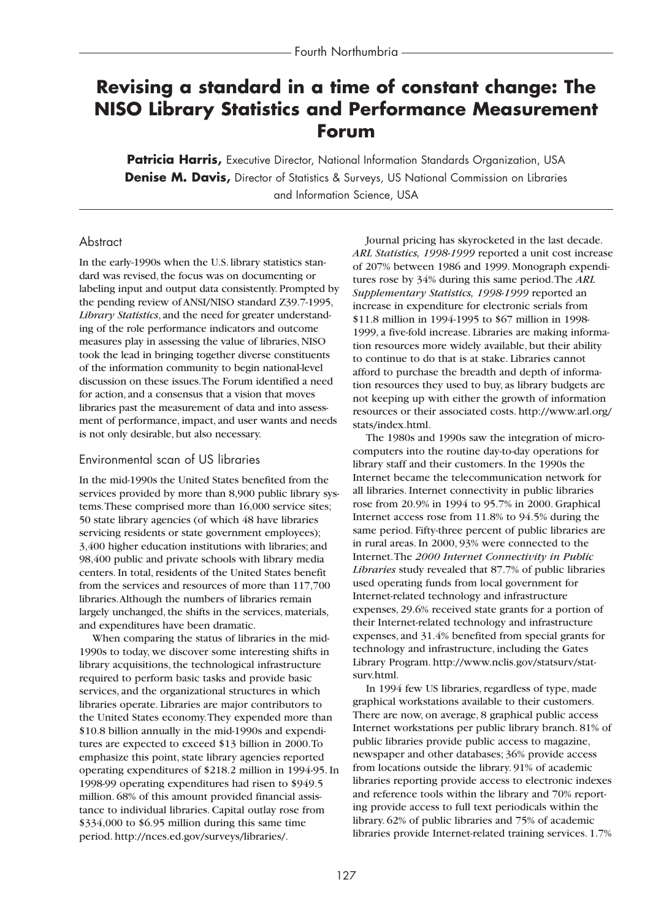# Revising a standard in a time of constant change: The NISO Library Statistics and Performance Measurement Forum

**Patricia Harris,** Executive Director, National Information Standards Organization, USA
**Denise M. Davis,** Director of Statistics & Surveys, US National Commission on Libraries and Information Science, USA

## Abstract

In the early-1990s when the U.S. library statistics standard was revised, the focus was on documenting or labeling input and output data consistently. Prompted by the pending review of ANSI/NISO standard Z39.7-1995, *Library Statistics*, and the need for greater understanding of the role performance indicators and outcome measures play in assessing the value of libraries, NISO took the lead in bringing together diverse constituents of the information community to begin national-level discussion on these issues. The Forum identified a need for action, and a consensus that a vision that moves libraries past the measurement of data and into assessment of performance, impact, and user wants and needs is not only desirable, but also necessary.

## Environmental scan of US libraries

In the mid-1990s the United States benefited from the services provided by more than 8,900 public library systems. These comprised more than 16,000 service sites; 50 state library agencies (of which 48 have libraries servicing residents or state government employees); 3,400 higher education institutions with libraries; and 98,400 public and private schools with library media centers. In total, residents of the United States benefit from the services and resources of more than 117,700 libraries. Although the numbers of libraries remain largely unchanged, the shifts in the services, materials, and expenditures have been dramatic.

When comparing the status of libraries in the mid-1990s to today, we discover some interesting shifts in library acquisitions, the technological infrastructure required to perform basic tasks and provide basic services, and the organizational structures in which libraries operate. Libraries are major contributors to the United States economy. They expended more than $10.8 billion annually in the mid-1990s and expenditures are expected to exceed $13 billion in 2000. To emphasize this point, state library agencies reported operating expenditures of $218.2 million in 1994-95. In 1998-99 operating expenditures had risen to $949.5 million. 68% of this amount provided financial assistance to individual libraries. Capital outlay rose from $334,000 to $6.95 million during this same time period. http://nces.ed.gov/surveys/libraries/.

Journal pricing has skyrocketed in the last decade. *ARL Statistics, 1998-1999* reported a unit cost increase of 207% between 1986 and 1999. Monograph expenditures rose by 34% during this same period. The *ARL Supplementary Statistics, 1998-1999* reported an increase in expenditure for electronic serials from $11.8 million in 1994-1995 to $67 million in 1998-1999, a five-fold increase. Libraries are making information resources more widely available, but their ability to continue to do that is at stake. Libraries cannot afford to purchase the breadth and depth of information resources they used to buy, as library budgets are not keeping up with either the growth of information resources or their associated costs. http://www.arl.org/stats/index.html.

The 1980s and 1990s saw the integration of microcomputers into the routine day-to-day operations for library staff and their customers. In the 1990s the Internet became the telecommunication network for all libraries. Internet connectivity in public libraries rose from 20.9% in 1994 to 95.7% in 2000. Graphical Internet access rose from 11.8% to 94.5% during the same period. Fifty-three percent of public libraries are in rural areas. In 2000, 93% were connected to the Internet. The *2000 Internet Connectivity in Public Libraries* study revealed that 87.7% of public libraries used operating funds from local government for Internet-related technology and infrastructure expenses, 29.6% received state grants for a portion of their Internet-related technology and infrastructure expenses, and 31.4% benefited from special grants for technology and infrastructure, including the Gates Library Program. http://www.nclis.gov/statsurv/statsurv.html.

In 1994 few US libraries, regardless of type, made graphical workstations available to their customers. There are now, on average, 8 graphical public access Internet workstations per public library branch. 81% of public libraries provide public access to magazine, newspaper and other databases; 36% provide access from locations outside the library. 91% of academic libraries reporting provide access to electronic indexes and reference tools within the library and 70% reporting provide access to full text periodicals within the library. 62% of public libraries and 75% of academic libraries provide Internet-related training services. 1.7%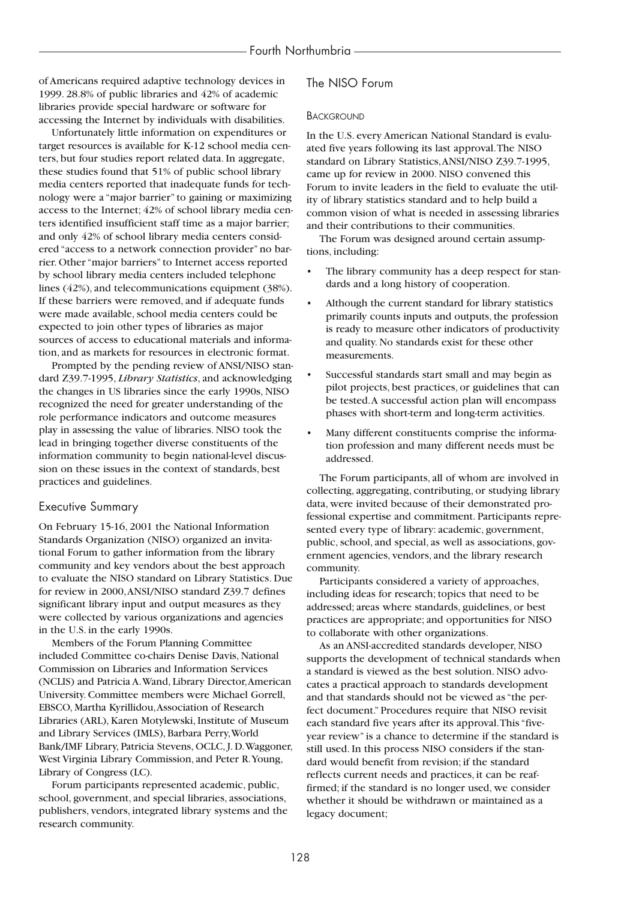of Americans required adaptive technology devices in 1999. 28.8% of public libraries and 42% of academic libraries provide special hardware or software for accessing the Internet by individuals with disabilities.

Unfortunately little information on expenditures or target resources is available for K-12 school media centers, but four studies report related data. In aggregate, these studies found that 51% of public school library media centers reported that inadequate funds for technology were a "major barrier" to gaining or maximizing access to the Internet; 42% of school library media centers identified insufficient staff time as a major barrier; and only 42% of school library media centers considered "access to a network connection provider" no barrier. Other "major barriers" to Internet access reported by school library media centers included telephone lines (42%), and telecommunications equipment (38%). If these barriers were removed, and if adequate funds were made available, school media centers could be expected to join other types of libraries as major sources of access to educational materials and information, and as markets for resources in electronic format.

Prompted by the pending review of ANSI/NISO standard Z39.7-1995, *Library Statistics*, and acknowledging the changes in US libraries since the early 1990s, NISO recognized the need for greater understanding of the role performance indicators and outcome measures play in assessing the value of libraries. NISO took the lead in bringing together diverse constituents of the information community to begin national-level discussion on these issues in the context of standards, best practices and guidelines.

## Executive Summary

On February 15-16, 2001 the National Information Standards Organization (NISO) organized an invitational Forum to gather information from the library community and key vendors about the best approach to evaluate the NISO standard on Library Statistics. Due for review in 2000, ANSI/NISO standard Z39.7 defines significant library input and output measures as they were collected by various organizations and agencies in the U.S. in the early 1990s.

Members of the Forum Planning Committee included Committee co-chairs Denise Davis, National Commission on Libraries and Information Services (NCLIS) and Patricia A. Wand, Library Director, American University. Committee members were Michael Gorrell, EBSCO, Martha Kyrillidou, Association of Research Libraries (ARL), Karen Motylewski, Institute of Museum and Library Services (IMLS), Barbara Perry, World Bank/IMF Library, Patricia Stevens, OCLC, J. D. Waggoner, West Virginia Library Commission, and Peter R. Young, Library of Congress (LC).

Forum participants represented academic, public, school, government, and special libraries, associations, publishers, vendors, integrated library systems and the research community.

## The NISO Forum

### Background

In the U.S. every American National Standard is evaluated five years following its last approval. The NISO standard on Library Statistics, ANSI/NISO Z39.7-1995, came up for review in 2000. NISO convened this Forum to invite leaders in the field to evaluate the utility of library statistics standard and to help build a common vision of what is needed in assessing libraries and their contributions to their communities.

The Forum was designed around certain assumptions, including:

- The library community has a deep respect for standards and a long history of cooperation.
- Although the current standard for library statistics primarily counts inputs and outputs, the profession is ready to measure other indicators of productivity and quality. No standards exist for these other measurements.
- Successful standards start small and may begin as pilot projects, best practices, or guidelines that can be tested. A successful action plan will encompass phases with short-term and long-term activities.
- Many different constituents comprise the information profession and many different needs must be addressed.

The Forum participants, all of whom are involved in collecting, aggregating, contributing, or studying library data, were invited because of their demonstrated professional expertise and commitment. Participants represented every type of library: academic, government, public, school, and special, as well as associations, government agencies, vendors, and the library research community.

Participants considered a variety of approaches, including ideas for research; topics that need to be addressed; areas where standards, guidelines, or best practices are appropriate; and opportunities for NISO to collaborate with other organizations.

As an ANSI-accredited standards developer, NISO supports the development of technical standards when a standard is viewed as the best solution. NISO advocates a practical approach to standards development and that standards should not be viewed as "the perfect document." Procedures require that NISO revisit each standard five years after its approval. This "five-year review" is a chance to determine if the standard is still used. In this process NISO considers if the standard would benefit from revision; if the standard reflects current needs and practices, it can be reaffirmed; if the standard is no longer used, we consider whether it should be withdrawn or maintained as a legacy document;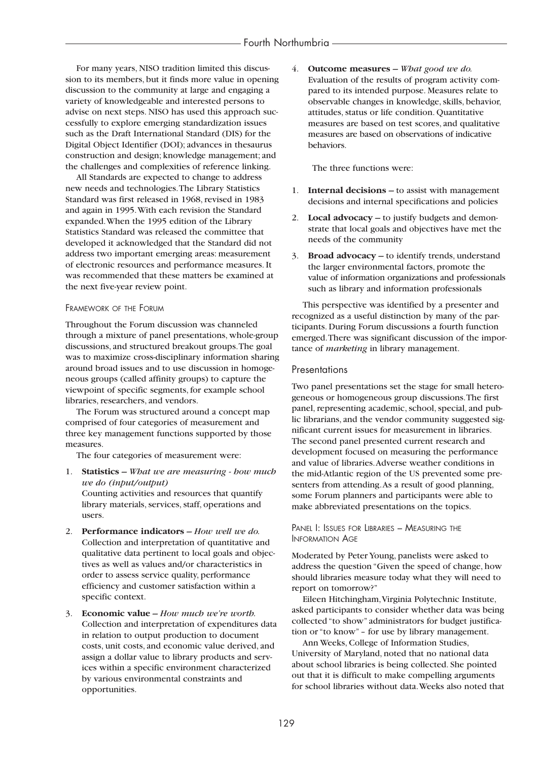For many years, NISO tradition limited this discussion to its members, but it finds more value in opening discussion to the community at large and engaging a variety of knowledgeable and interested persons to advise on next steps. NISO has used this approach successfully to explore emerging standardization issues such as the Draft International Standard (DIS) for the Digital Object Identifier (DOI); advances in thesaurus construction and design; knowledge management; and the challenges and complexities of reference linking.

All Standards are expected to change to address new needs and technologies. The Library Statistics Standard was first released in 1968, revised in 1983 and again in 1995. With each revision the Standard expanded. When the 1995 edition of the Library Statistics Standard was released the committee that developed it acknowledged that the Standard did not address two important emerging areas: measurement of electronic resources and performance measures. It was recommended that these matters be examined at the next five-year review point.

### Framework of the Forum

Throughout the Forum discussion was channeled through a mixture of panel presentations, whole-group discussions, and structured breakout groups. The goal was to maximize cross-disciplinary information sharing around broad issues and to use discussion in homogeneous groups (called affinity groups) to capture the viewpoint of specific segments, for example school libraries, researchers, and vendors.

The Forum was structured around a concept map comprised of four categories of measurement and three key management functions supported by those measures.

The four categories of measurement were:

1. **Statistics** – *What we are measuring - how much we do (input/output)*
   Counting activities and resources that quantify library materials, services, staff, operations and users.
2. **Performance indicators** – *How well we do.*
   Collection and interpretation of quantitative and qualitative data pertinent to local goals and objectives as well as values and/or characteristics in order to assess service quality, performance efficiency and customer satisfaction within a specific context.
3. **Economic value** – *How much we're worth.*
   Collection and interpretation of expenditures data in relation to output production to document costs, unit costs, and economic value derived, and assign a dollar value to library products and services within a specific environment characterized by various environmental constraints and opportunities.
4. **Outcome measures** – *What good we do.*
   Evaluation of the results of program activity compared to its intended purpose. Measures relate to observable changes in knowledge, skills, behavior, attitudes, status or life condition. Quantitative measures are based on test scores, and qualitative measures are based on observations of indicative behaviors.

The three functions were:

1. **Internal decisions** – to assist with management decisions and internal specifications and policies
2. **Local advocacy** – to justify budgets and demonstrate that local goals and objectives have met the needs of the community
3. **Broad advocacy** – to identify trends, understand the larger environmental factors, promote the value of information organizations and professionals such as library and information professionals

This perspective was identified by a presenter and recognized as a useful distinction by many of the participants. During Forum discussions a fourth function emerged. There was significant discussion of the importance of *marketing* in library management.

## Presentations

Two panel presentations set the stage for small heterogeneous or homogeneous group discussions. The first panel, representing academic, school, special, and public librarians, and the vendor community suggested significant current issues for measurement in libraries. The second panel presented current research and development focused on measuring the performance and value of libraries. Adverse weather conditions in the mid-Atlantic region of the US prevented some presenters from attending. As a result of good planning, some Forum planners and participants were able to make abbreviated presentations on the topics.

### Panel I: Issues for Libraries – Measuring the Information Age

Moderated by Peter Young, panelists were asked to address the question "Given the speed of change, how should libraries measure today what they will need to report on tomorrow?"

Eileen Hitchingham, Virginia Polytechnic Institute, asked participants to consider whether data was being collected "to show" administrators for budget justification or "to know" – for use by library management.

Ann Weeks, College of Information Studies, University of Maryland, noted that no national data about school libraries is being collected. She pointed out that it is difficult to make compelling arguments for school libraries without data. Weeks also noted that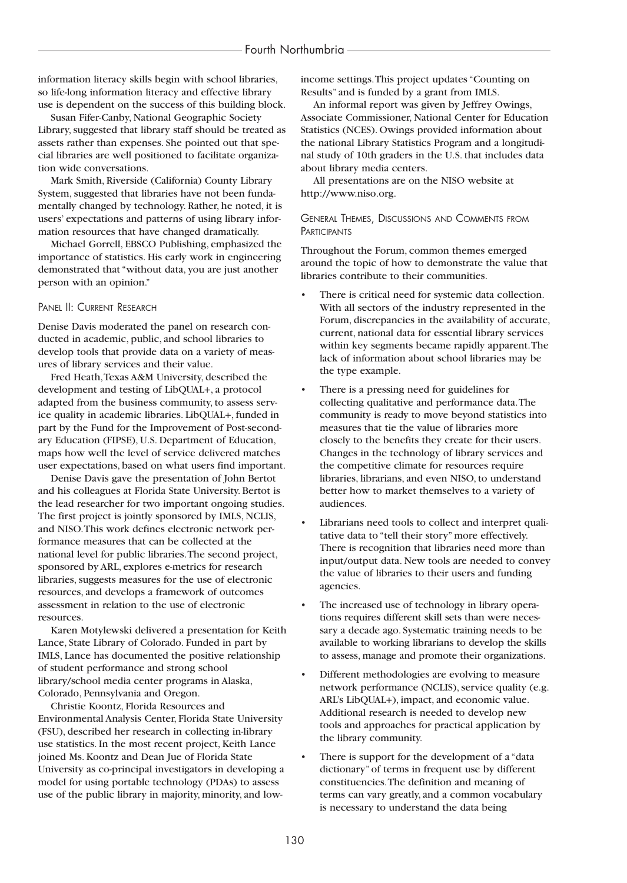information literacy skills begin with school libraries, so life-long information literacy and effective library use is dependent on the success of this building block.

Susan Fifer-Canby, National Geographic Society Library, suggested that library staff should be treated as assets rather than expenses. She pointed out that special libraries are well positioned to facilitate organization wide conversations.

Mark Smith, Riverside (California) County Library System, suggested that libraries have not been fundamentally changed by technology. Rather, he noted, it is users' expectations and patterns of using library information resources that have changed dramatically.

Michael Gorrell, EBSCO Publishing, emphasized the importance of statistics. His early work in engineering demonstrated that "without data, you are just another person with an opinion."

### Panel II: Current Research

Denise Davis moderated the panel on research conducted in academic, public, and school libraries to develop tools that provide data on a variety of measures of library services and their value.

Fred Heath, Texas A&M University, described the development and testing of LibQUAL+, a protocol adapted from the business community, to assess service quality in academic libraries. LibQUAL+, funded in part by the Fund for the Improvement of Post-secondary Education (FIPSE), U.S. Department of Education, maps how well the level of service delivered matches user expectations, based on what users find important.

Denise Davis gave the presentation of John Bertot and his colleagues at Florida State University. Bertot is the lead researcher for two important ongoing studies. The first project is jointly sponsored by IMLS, NCLIS, and NISO. This work defines electronic network performance measures that can be collected at the national level for public libraries. The second project, sponsored by ARL, explores e-metrics for research libraries, suggests measures for the use of electronic resources, and develops a framework of outcomes assessment in relation to the use of electronic resources.

Karen Motylewski delivered a presentation for Keith Lance, State Library of Colorado. Funded in part by IMLS, Lance has documented the positive relationship of student performance and strong school library/school media center programs in Alaska, Colorado, Pennsylvania and Oregon.

Christie Koontz, Florida Resources and Environmental Analysis Center, Florida State University (FSU), described her research in collecting in-library use statistics. In the most recent project, Keith Lance joined Ms. Koontz and Dean Jue of Florida State University as co-principal investigators in developing a model for using portable technology (PDAs) to assess use of the public library in majority, minority, and low-income settings. This project updates "Counting on Results" and is funded by a grant from IMLS.

An informal report was given by Jeffrey Owings, Associate Commissioner, National Center for Education Statistics (NCES). Owings provided information about the national Library Statistics Program and a longitudinal study of 10th graders in the U.S. that includes data about library media centers.

All presentations are on the NISO website at http://www.niso.org.

### General Themes, Discussions and Comments from Participants

Throughout the Forum, common themes emerged around the topic of how to demonstrate the value that libraries contribute to their communities.

- There is critical need for systemic data collection. With all sectors of the industry represented in the Forum, discrepancies in the availability of accurate, current, national data for essential library services within key segments became rapidly apparent. The lack of information about school libraries may be the type example.
- There is a pressing need for guidelines for collecting qualitative and performance data. The community is ready to move beyond statistics into measures that tie the value of libraries more closely to the benefits they create for their users. Changes in the technology of library services and the competitive climate for resources require libraries, librarians, and even NISO, to understand better how to market themselves to a variety of audiences.
- Librarians need tools to collect and interpret qualitative data to "tell their story" more effectively. There is recognition that libraries need more than input/output data. New tools are needed to convey the value of libraries to their users and funding agencies.
- The increased use of technology in library operations requires different skill sets than were necessary a decade ago. Systematic training needs to be available to working librarians to develop the skills to assess, manage and promote their organizations.
- Different methodologies are evolving to measure network performance (NCLIS), service quality (e.g. ARL's LibQUAL+), impact, and economic value. Additional research is needed to develop new tools and approaches for practical application by the library community.
- There is support for the development of a "data dictionary" of terms in frequent use by different constituencies. The definition and meaning of terms can vary greatly, and a common vocabulary is necessary to understand the data being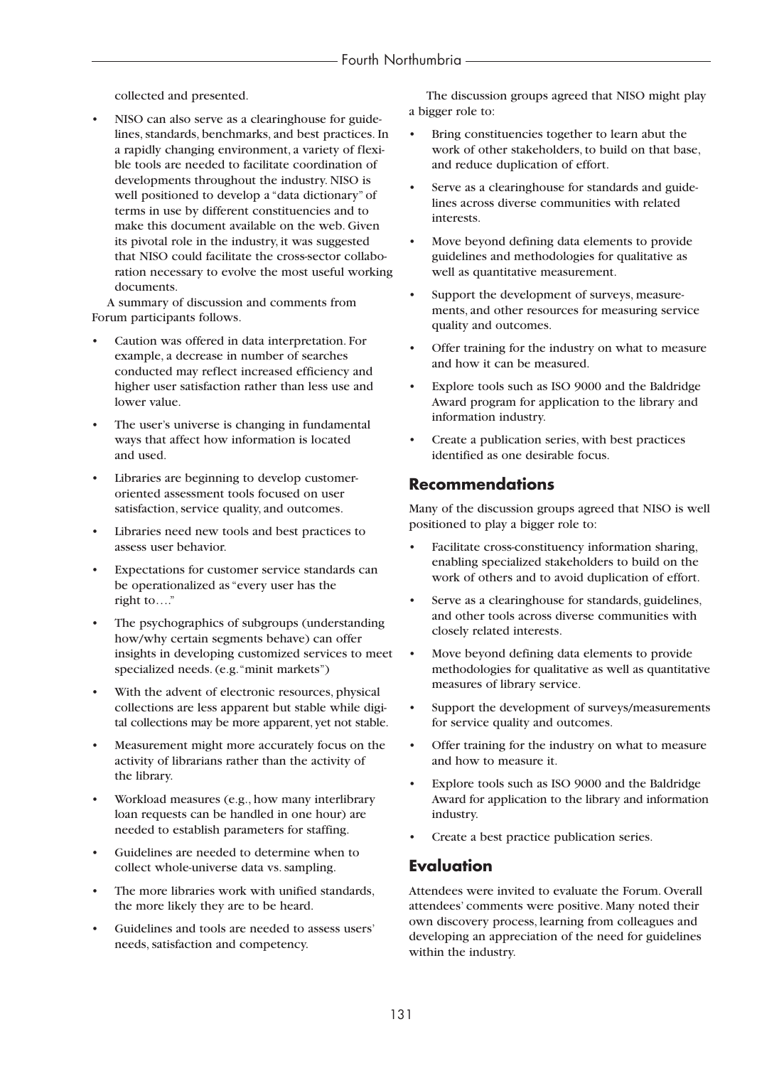collected and presented.

- NISO can also serve as a clearinghouse for guidelines, standards, benchmarks, and best practices. In a rapidly changing environment, a variety of flexible tools are needed to facilitate coordination of developments throughout the industry. NISO is well positioned to develop a "data dictionary" of terms in use by different constituencies and to make this document available on the web. Given its pivotal role in the industry, it was suggested that NISO could facilitate the cross-sector collaboration necessary to evolve the most useful working documents.

A summary of discussion and comments from Forum participants follows.

- Caution was offered in data interpretation. For example, a decrease in number of searches conducted may reflect increased efficiency and higher user satisfaction rather than less use and lower value.
- The user's universe is changing in fundamental ways that affect how information is located and used.
- Libraries are beginning to develop customer-oriented assessment tools focused on user satisfaction, service quality, and outcomes.
- Libraries need new tools and best practices to assess user behavior.
- Expectations for customer service standards can be operationalized as "every user has the right to…."
- The psychographics of subgroups (understanding how/why certain segments behave) can offer insights in developing customized services to meet specialized needs. (e.g. "minit markets")
- With the advent of electronic resources, physical collections are less apparent but stable while digital collections may be more apparent, yet not stable.
- Measurement might more accurately focus on the activity of librarians rather than the activity of the library.
- Workload measures (e.g., how many interlibrary loan requests can be handled in one hour) are needed to establish parameters for staffing.
- Guidelines are needed to determine when to collect whole-universe data vs. sampling.
- The more libraries work with unified standards, the more likely they are to be heard.
- Guidelines and tools are needed to assess users' needs, satisfaction and competency.

The discussion groups agreed that NISO might play a bigger role to:

- Bring constituencies together to learn abut the work of other stakeholders, to build on that base, and reduce duplication of effort.
- Serve as a clearinghouse for standards and guidelines across diverse communities with related interests.
- Move beyond defining data elements to provide guidelines and methodologies for qualitative as well as quantitative measurement.
- Support the development of surveys, measurements, and other resources for measuring service quality and outcomes.
- Offer training for the industry on what to measure and how it can be measured.
- Explore tools such as ISO 9000 and the Baldridge Award program for application to the library and information industry.
- Create a publication series, with best practices identified as one desirable focus.

## Recommendations

Many of the discussion groups agreed that NISO is well positioned to play a bigger role to:

- Facilitate cross-constituency information sharing, enabling specialized stakeholders to build on the work of others and to avoid duplication of effort.
- Serve as a clearinghouse for standards, guidelines, and other tools across diverse communities with closely related interests.
- Move beyond defining data elements to provide methodologies for qualitative as well as quantitative measures of library service.
- Support the development of surveys/measurements for service quality and outcomes.
- Offer training for the industry on what to measure and how to measure it.
- Explore tools such as ISO 9000 and the Baldridge Award for application to the library and information industry.
- Create a best practice publication series.

## Evaluation

Attendees were invited to evaluate the Forum. Overall attendees' comments were positive. Many noted their own discovery process, learning from colleagues and developing an appreciation of the need for guidelines within the industry.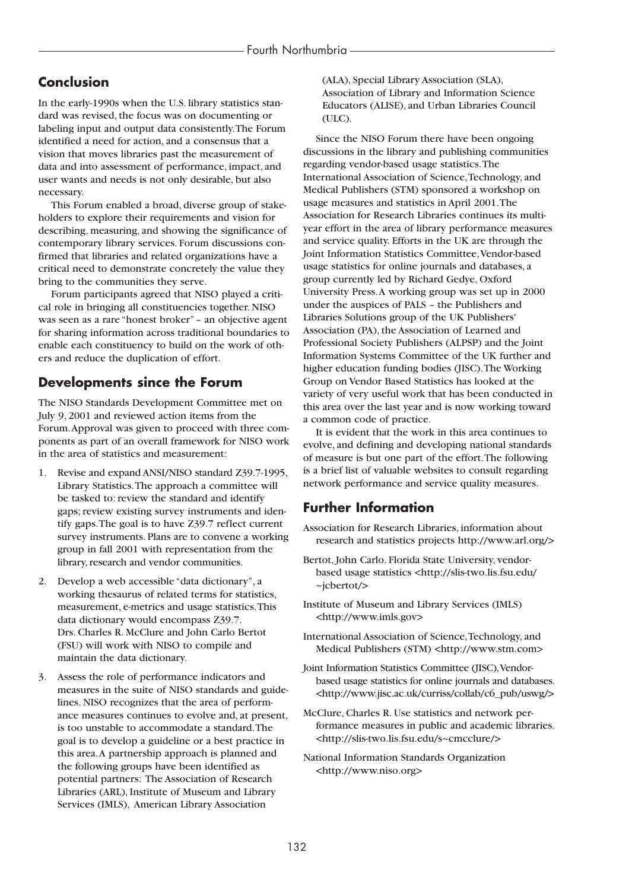## Conclusion

In the early-1990s when the U.S. library statistics standard was revised, the focus was on documenting or labeling input and output data consistently. The Forum identified a need for action, and a consensus that a vision that moves libraries past the measurement of data and into assessment of performance, impact, and user wants and needs is not only desirable, but also necessary.

This Forum enabled a broad, diverse group of stakeholders to explore their requirements and vision for describing, measuring, and showing the significance of contemporary library services. Forum discussions confirmed that libraries and related organizations have a critical need to demonstrate concretely the value they bring to the communities they serve.

Forum participants agreed that NISO played a critical role in bringing all constituencies together. NISO was seen as a rare "honest broker" – an objective agent for sharing information across traditional boundaries to enable each constituency to build on the work of others and reduce the duplication of effort.

## Developments since the Forum

The NISO Standards Development Committee met on July 9, 2001 and reviewed action items from the Forum. Approval was given to proceed with three components as part of an overall framework for NISO work in the area of statistics and measurement:

1. Revise and expand ANSI/NISO standard Z39.7-1995, Library Statistics. The approach a committee will be tasked to: review the standard and identify gaps; review existing survey instruments and identify gaps. The goal is to have Z39.7 reflect current survey instruments. Plans are to convene a working group in fall 2001 with representation from the library, research and vendor communities.
2. Develop a web accessible "data dictionary", a working thesaurus of related terms for statistics, measurement, e-metrics and usage statistics. This data dictionary would encompass Z39.7. Drs. Charles R. McClure and John Carlo Bertot (FSU) will work with NISO to compile and maintain the data dictionary.
3. Assess the role of performance indicators and measures in the suite of NISO standards and guidelines. NISO recognizes that the area of performance measures continues to evolve and, at present, is too unstable to accommodate a standard. The goal is to develop a guideline or a best practice in this area. A partnership approach is planned and the following groups have been identified as potential partners: The Association of Research Libraries (ARL), Institute of Museum and Library Services (IMLS), American Library Association (ALA), Special Library Association (SLA), Association of Library and Information Science Educators (ALISE), and Urban Libraries Council (ULC).

Since the NISO Forum there have been ongoing discussions in the library and publishing communities regarding vendor-based usage statistics. The International Association of Science, Technology, and Medical Publishers (STM) sponsored a workshop on usage measures and statistics in April 2001. The Association for Research Libraries continues its multi-year effort in the area of library performance measures and service quality. Efforts in the UK are through the Joint Information Statistics Committee, Vendor-based usage statistics for online journals and databases, a group currently led by Richard Gedye, Oxford University Press. A working group was set up in 2000 under the auspices of PALS – the Publishers and Libraries Solutions group of the UK Publishers' Association (PA), the Association of Learned and Professional Society Publishers (ALPSP) and the Joint Information Systems Committee of the UK further and higher education funding bodies (JISC). The Working Group on Vendor Based Statistics has looked at the variety of very useful work that has been conducted in this area over the last year and is now working toward a common code of practice.

It is evident that the work in this area continues to evolve, and defining and developing national standards of measure is but one part of the effort. The following is a brief list of valuable websites to consult regarding network performance and service quality measures.

## Further Information

Association for Research Libraries, information about research and statistics projects http://www.arl.org/>

Bertot, John Carlo. Florida State University, vendor-based usage statistics <http://slis-two.lis.fsu.edu/~jcbertot/>

Institute of Museum and Library Services (IMLS) <http://www.imls.gov>

International Association of Science, Technology, and Medical Publishers (STM) <http://www.stm.com>

Joint Information Statistics Committee (JISC), Vendor-based usage statistics for online journals and databases. <http://www.jisc.ac.uk/curriss/collab/c6_pub/uswg/>

McClure, Charles R. Use statistics and network performance measures in public and academic libraries. <http://slis-two.lis.fsu.edu/s~cmcclure/>

National Information Standards Organization <http://www.niso.org>